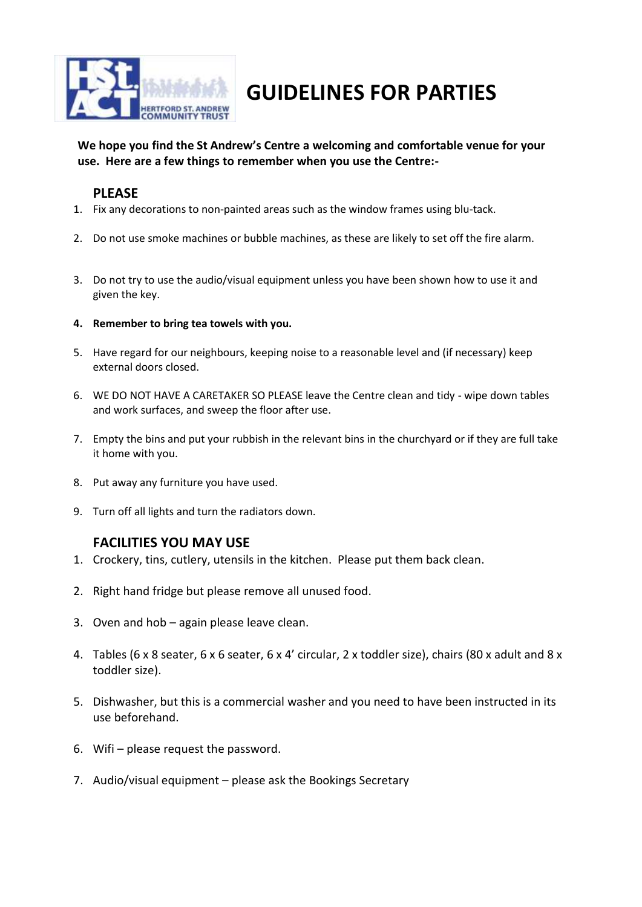# GUIDELINES FOR PARTIES

**We hope you find the St Andrew's Centre a welcoming and comfortable venue for your use. Here are a few things to remember when you use the Centre:-**

## PLEASE

1. Fix any decorations to non-painted areas such as the window frames using blu-tack.
2. Do not use smoke machines or bubble machines, as these are likely to set off the fire alarm.
3. Do not try to use the audio/visual equipment unless you have been shown how to use it and given the key.
4. **Remember to bring tea towels with you.**
5. Have regard for our neighbours, keeping noise to a reasonable level and (if necessary) keep external doors closed.
6. WE DO NOT HAVE A CARETAKER SO PLEASE leave the Centre clean and tidy - wipe down tables and work surfaces, and sweep the floor after use.
7. Empty the bins and put your rubbish in the relevant bins in the churchyard or if they are full take it home with you.
8. Put away any furniture you have used.
9. Turn off all lights and turn the radiators down.

## FACILITIES YOU MAY USE

1. Crockery, tins, cutlery, utensils in the kitchen. Please put them back clean.
2. Right hand fridge but please remove all unused food.
3. Oven and hob – again please leave clean.
4. Tables (6 x 8 seater, 6 x 6 seater, 6 x 4' circular, 2 x toddler size), chairs (80 x adult and 8 x toddler size).
5. Dishwasher, but this is a commercial washer and you need to have been instructed in its use beforehand.
6. Wifi – please request the password.
7. Audio/visual equipment – please ask the Bookings Secretary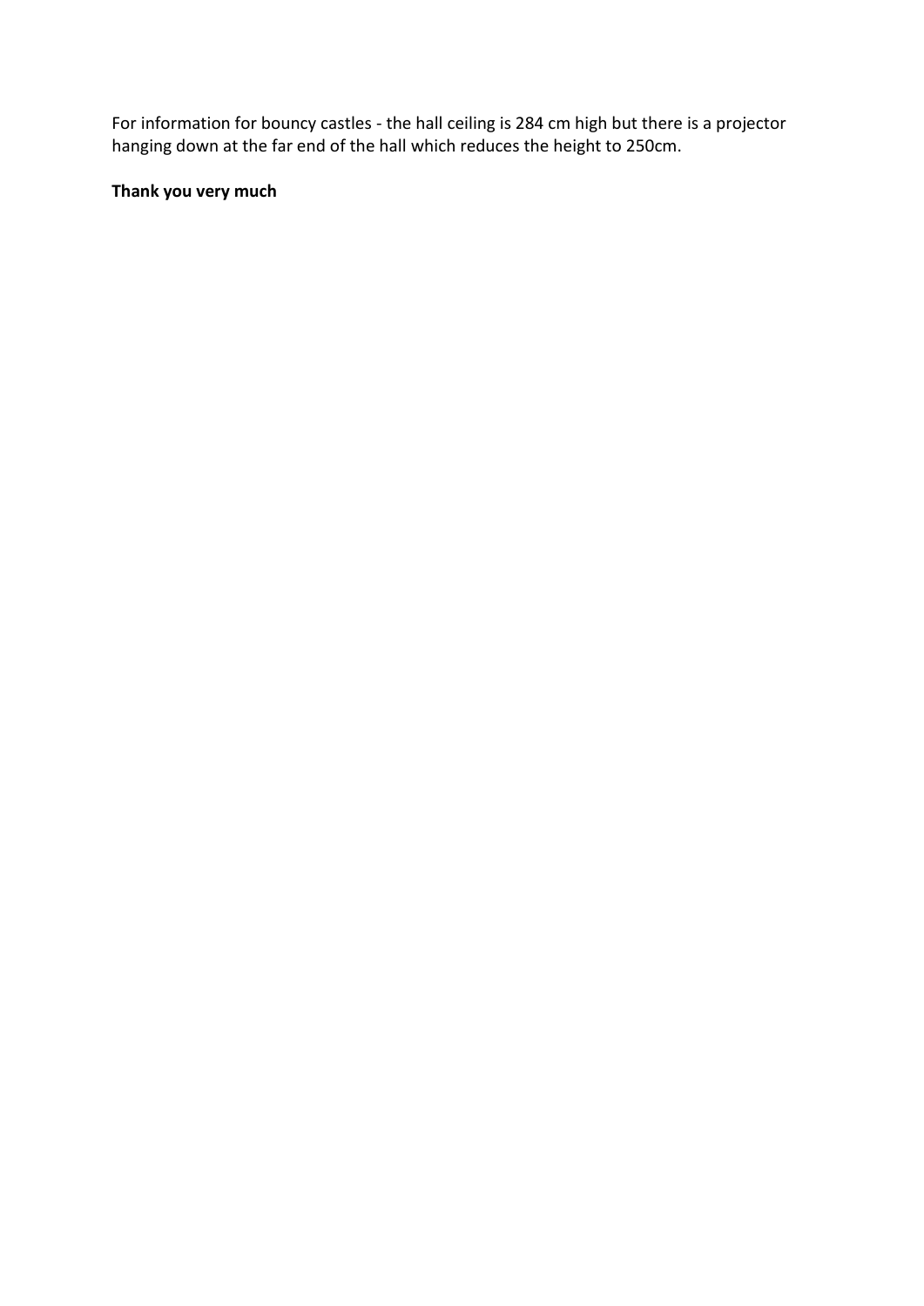For information for bouncy castles - the hall ceiling is 284 cm high but there is a projector hanging down at the far end of the hall which reduces the height to 250cm.

**Thank you very much**